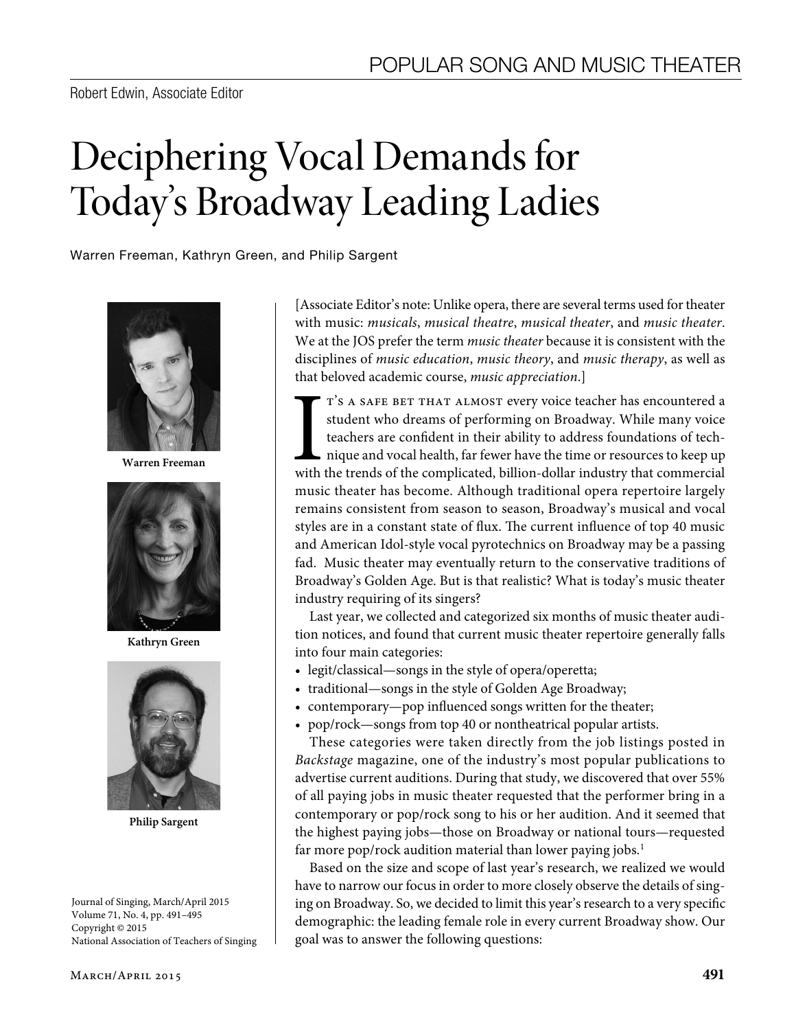Robert Edwin, Associate Editor

# Deciphering Vocal Demands for Today's Broadway Leading Ladies

Warren Freeman, Kathryn Green, and Philip Sargent

**Warren Freeman**

**Kathryn Green**

**Philip Sargent**

Journal of Singing, March/April 2015
Volume 71, No. 4, pp. 491–495
Copyright © 2015
National Association of Teachers of Singing

[Associate Editor's note: Unlike opera, there are several terms used for theater with music: *musicals*, *musical theatre*, *musical theater*, and *music theater*. We at the JOS prefer the term *music theater* because it is consistent with the disciplines of *music education*, *music theory*, and *music therapy*, as well as that beloved academic course, *music appreciation*.]

It's a safe bet that almost every voice teacher has encountered a student who dreams of performing on Broadway. While many voice teachers are confident in their ability to address foundations of technique and vocal health, far fewer have the time or resources to keep up with the trends of the complicated, billion-dollar industry that commercial music theater has become. Although traditional opera repertoire largely remains consistent from season to season, Broadway's musical and vocal styles are in a constant state of flux. The current influence of top 40 music and American Idol-style vocal pyrotechnics on Broadway may be a passing fad. Music theater may eventually return to the conservative traditions of Broadway's Golden Age. But is that realistic? What is today's music theater industry requiring of its singers?

Last year, we collected and categorized six months of music theater audition notices, and found that current music theater repertoire generally falls into four main categories:

- legit/classical—songs in the style of opera/operetta;
- traditional—songs in the style of Golden Age Broadway;
- contemporary—pop influenced songs written for the theater;
- pop/rock—songs from top 40 or nontheatrical popular artists.

These categories were taken directly from the job listings posted in *Backstage* magazine, one of the industry's most popular publications to advertise current auditions. During that study, we discovered that over 55% of all paying jobs in music theater requested that the performer bring in a contemporary or pop/rock song to his or her audition. And it seemed that the highest paying jobs—those on Broadway or national tours—requested far more pop/rock audition material than lower paying jobs.[1]

Based on the size and scope of last year's research, we realized we would have to narrow our focus in order to more closely observe the details of singing on Broadway. So, we decided to limit this year's research to a very specific demographic: the leading female role in every current Broadway show. Our goal was to answer the following questions: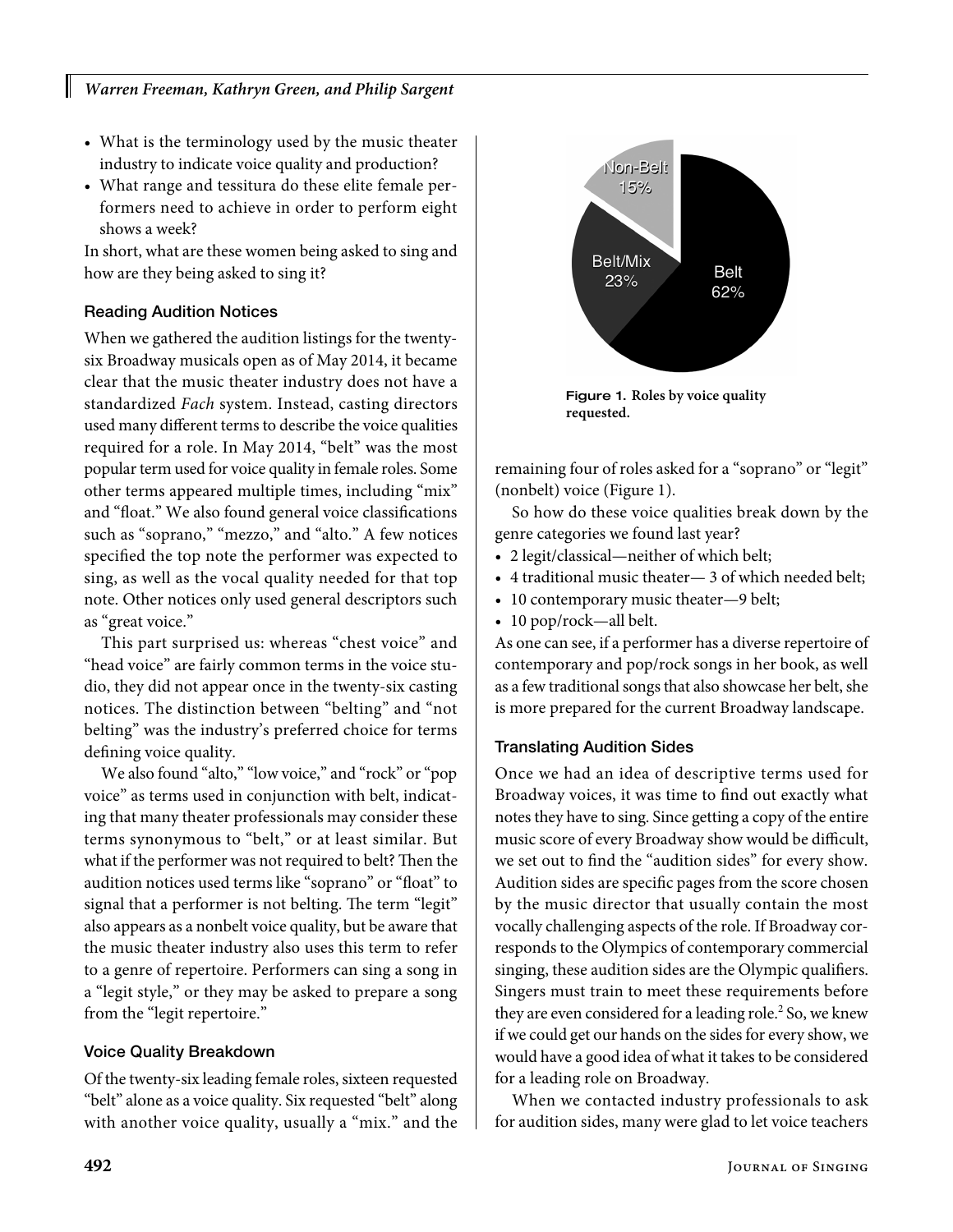- What is the terminology used by the music theater industry to indicate voice quality and production?
- What range and tessitura do these elite female performers need to achieve in order to perform eight shows a week?

In short, what are these women being asked to sing and how are they being asked to sing it?

### Reading Audition Notices

When we gathered the audition listings for the twenty-six Broadway musicals open as of May 2014, it became clear that the music theater industry does not have a standardized *Fach* system. Instead, casting directors used many different terms to describe the voice qualities required for a role. In May 2014, "belt" was the most popular term used for voice quality in female roles. Some other terms appeared multiple times, including "mix" and "float." We also found general voice classifications such as "soprano," "mezzo," and "alto." A few notices specified the top note the performer was expected to sing, as well as the vocal quality needed for that top note. Other notices only used general descriptors such as "great voice."

This part surprised us: whereas "chest voice" and "head voice" are fairly common terms in the voice studio, they did not appear once in the twenty-six casting notices. The distinction between "belting" and "not belting" was the industry's preferred choice for terms defining voice quality.

We also found "alto," "low voice," and "rock" or "pop voice" as terms used in conjunction with belt, indicating that many theater professionals may consider these terms synonymous to "belt," or at least similar. But what if the performer was not required to belt? Then the audition notices used terms like "soprano" or "float" to signal that a performer is not belting. The term "legit" also appears as a nonbelt voice quality, but be aware that the music theater industry also uses this term to refer to a genre of repertoire. Performers can sing a song in a "legit style," or they may be asked to prepare a song from the "legit repertoire."

### Voice Quality Breakdown

Of the twenty-six leading female roles, sixteen requested "belt" alone as a voice quality. Six requested "belt" along with another voice quality, usually a "mix." and the remaining four of roles asked for a "soprano" or "legit" (nonbelt) voice (Figure 1).

Non-Belt 15%, Belt/Mix 23%, Belt 62%

**Figure 1. Roles by voice quality requested.**

So how do these voice qualities break down by the genre categories we found last year?

- 2 legit/classical—neither of which belt;
- 4 traditional music theater— 3 of which needed belt;
- 10 contemporary music theater—9 belt;
- 10 pop/rock—all belt.

As one can see, if a performer has a diverse repertoire of contemporary and pop/rock songs in her book, as well as a few traditional songs that also showcase her belt, she is more prepared for the current Broadway landscape.

### Translating Audition Sides

Once we had an idea of descriptive terms used for Broadway voices, it was time to find out exactly what notes they have to sing. Since getting a copy of the entire music score of every Broadway show would be difficult, we set out to find the "audition sides" for every show. Audition sides are specific pages from the score chosen by the music director that usually contain the most vocally challenging aspects of the role. If Broadway corresponds to the Olympics of contemporary commercial singing, these audition sides are the Olympic qualifiers. Singers must train to meet these requirements before they are even considered for a leading role.[2] So, we knew if we could get our hands on the sides for every show, we would have a good idea of what it takes to be considered for a leading role on Broadway.

When we contacted industry professionals to ask for audition sides, many were glad to let voice teachers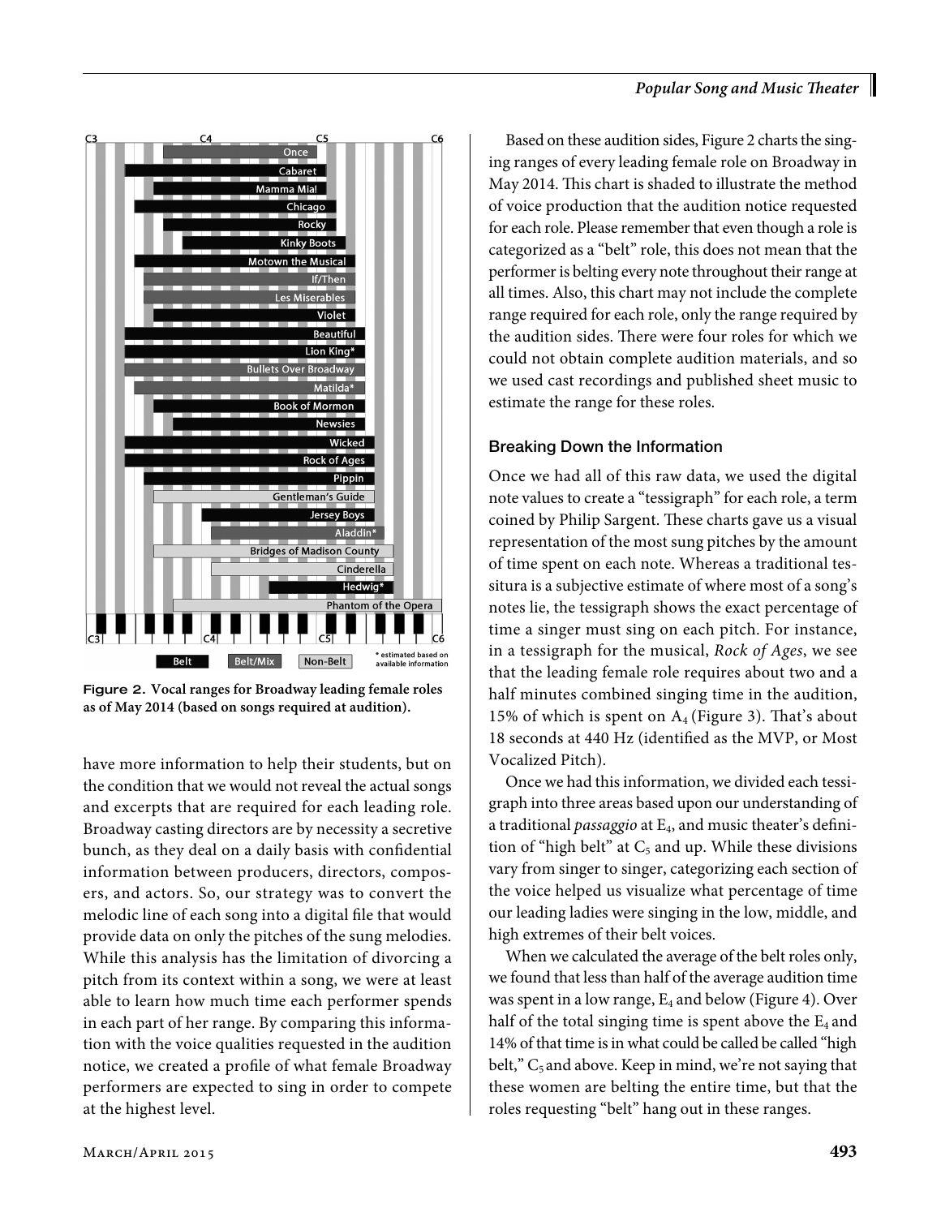Figure 2. Vocal ranges for Broadway leading female roles as of May 2014 (based on songs required at audition).

have more information to help their students, but on the condition that we would not reveal the actual songs and excerpts that are required for each leading role. Broadway casting directors are by necessity a secretive bunch, as they deal on a daily basis with confidential information between producers, directors, composers, and actors. So, our strategy was to convert the melodic line of each song into a digital file that would provide data on only the pitches of the sung melodies. While this analysis has the limitation of divorcing a pitch from its context within a song, we were at least able to learn how much time each performer spends in each part of her range. By comparing this information with the voice qualities requested in the audition notice, we created a profile of what female Broadway performers are expected to sing in order to compete at the highest level.

Based on these audition sides, Figure 2 charts the singing ranges of every leading female role on Broadway in May 2014. This chart is shaded to illustrate the method of voice production that the audition notice requested for each role. Please remember that even though a role is categorized as a "belt" role, this does not mean that the performer is belting every note throughout their range at all times. Also, this chart may not include the complete range required for each role, only the range required by the audition sides. There were four roles for which we could not obtain complete audition materials, and so we used cast recordings and published sheet music to estimate the range for these roles.

## Breaking Down the Information

Once we had all of this raw data, we used the digital note values to create a "tessigraph" for each role, a term coined by Philip Sargent. These charts gave us a visual representation of the most sung pitches by the amount of time spent on each note. Whereas a traditional tessitura is a subjective estimate of where most of a song's notes lie, the tessigraph shows the exact percentage of time a singer must sing on each pitch. For instance, in a tessigraph for the musical, *Rock of Ages*, we see that the leading female role requires about two and a half minutes combined singing time in the audition, 15% of which is spent on $A_4$ (Figure 3). That's about 18 seconds at 440 Hz (identified as the MVP, or Most Vocalized Pitch).

Once we had this information, we divided each tessigraph into three areas based upon our understanding of a traditional *passaggio* at $E_4$, and music theater's definition of "high belt" at $C_5$ and up. While these divisions vary from singer to singer, categorizing each section of the voice helped us visualize what percentage of time our leading ladies were singing in the low, middle, and high extremes of their belt voices.

When we calculated the average of the belt roles only, we found that less than half of the average audition time was spent in a low range, $E_4$ and below (Figure 4). Over half of the total singing time is spent above the $E_4$ and 14% of that time is in what could be called be called "high belt," $C_5$ and above. Keep in mind, we're not saying that these women are belting the entire time, but that the roles requesting "belt" hang out in these ranges.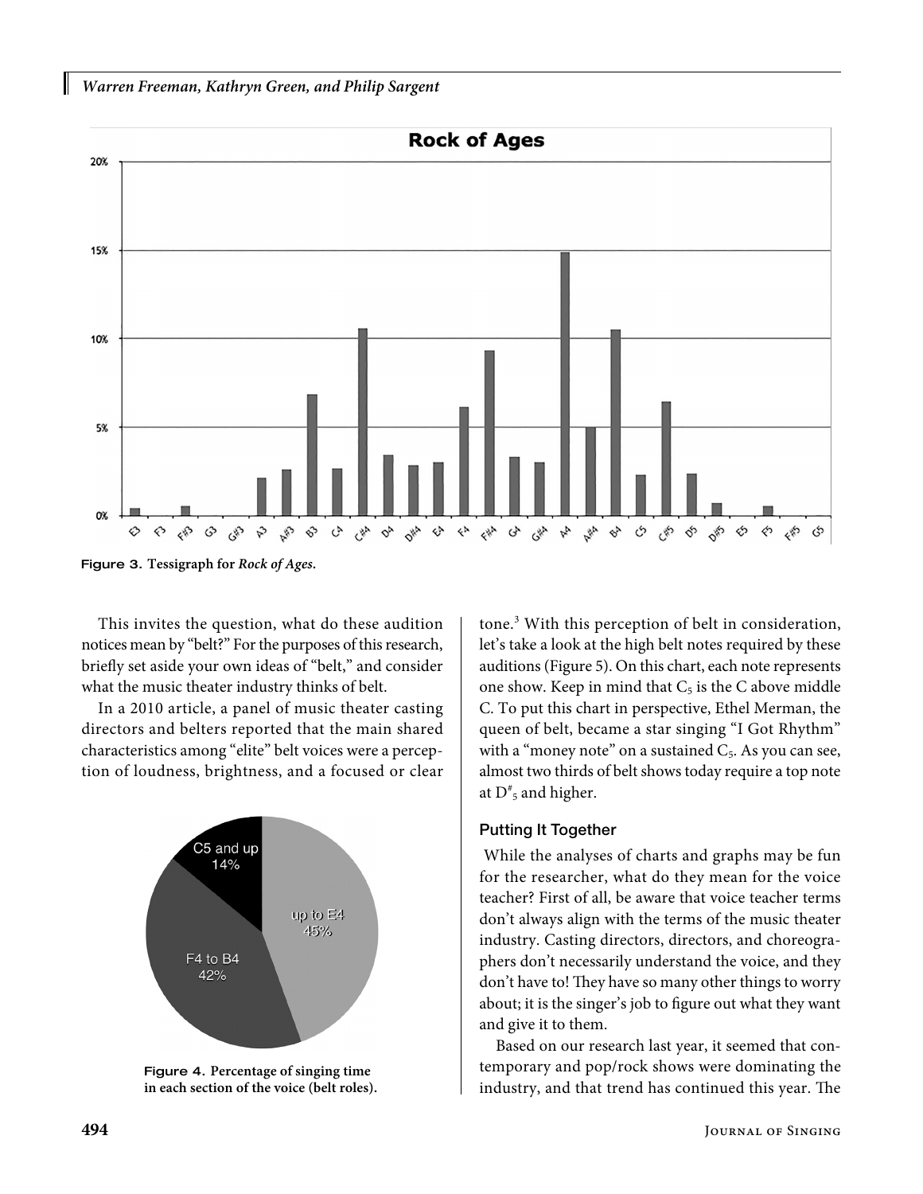Figure 3. Tessigraph for *Rock of Ages*.

This invites the question, what do these audition notices mean by "belt?" For the purposes of this research, briefly set aside your own ideas of "belt," and consider what the music theater industry thinks of belt.

In a 2010 article, a panel of music theater casting directors and belters reported that the main shared characteristics among "elite" belt voices were a perception of loudness, brightness, and a focused or clear tone.[3] With this perception of belt in consideration, let's take a look at the high belt notes required by these auditions (Figure 5). On this chart, each note represents one show. Keep in mind that $C_5$ is the C above middle C. To put this chart in perspective, Ethel Merman, the queen of belt, became a star singing "I Got Rhythm" with a "money note" on a sustained $C_5$. As you can see, almost two thirds of belt shows today require a top note at $D^{\#}_5$ and higher.

Figure 4. Percentage of singing time in each section of the voice (belt roles).

### Putting It Together

While the analyses of charts and graphs may be fun for the researcher, what do they mean for the voice teacher? First of all, be aware that voice teacher terms don't always align with the terms of the music theater industry. Casting directors, directors, and choreographers don't necessarily understand the voice, and they don't have to! They have so many other things to worry about; it is the singer's job to figure out what they want and give it to them.

Based on our research last year, it seemed that contemporary and pop/rock shows were dominating the industry, and that trend has continued this year. The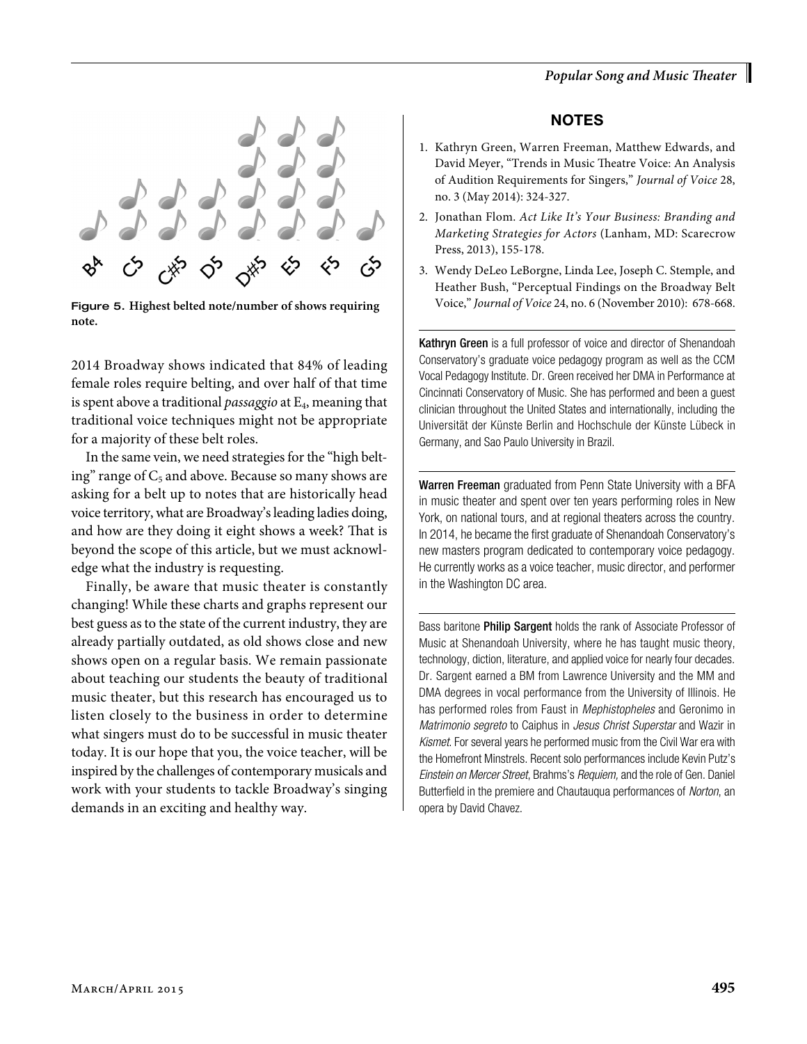B4 C5 C#5 D5 D#5 E5 F5 G5

**Figure 5.** Highest belted note/number of shows requiring note.

2014 Broadway shows indicated that 84% of leading female roles require belting, and over half of that time is spent above a traditional *passaggio* at $E_4$, meaning that traditional voice techniques might not be appropriate for a majority of these belt roles.

In the same vein, we need strategies for the "high belting" range of $C_5$ and above. Because so many shows are asking for a belt up to notes that are historically head voice territory, what are Broadway's leading ladies doing, and how are they doing it eight shows a week? That is beyond the scope of this article, but we must acknowledge what the industry is requesting.

Finally, be aware that music theater is constantly changing! While these charts and graphs represent our best guess as to the state of the current industry, they are already partially outdated, as old shows close and new shows open on a regular basis. We remain passionate about teaching our students the beauty of traditional music theater, but this research has encouraged us to listen closely to the business in order to determine what singers must do to be successful in music theater today. It is our hope that you, the voice teacher, will be inspired by the challenges of contemporary musicals and work with your students to tackle Broadway's singing demands in an exciting and healthy way.

## NOTES

1. Kathryn Green, Warren Freeman, Matthew Edwards, and David Meyer, "Trends in Music Theatre Voice: An Analysis of Audition Requirements for Singers," *Journal of Voice* 28, no. 3 (May 2014): 324-327.
2. Jonathan Flom. *Act Like It's Your Business: Branding and Marketing Strategies for Actors* (Lanham, MD: Scarecrow Press, 2013), 155-178.
3. Wendy DeLeo LeBorgne, Linda Lee, Joseph C. Stemple, and Heather Bush, "Perceptual Findings on the Broadway Belt Voice," *Journal of Voice* 24, no. 6 (November 2010): 678-668.

**Kathryn Green** is a full professor of voice and director of Shenandoah Conservatory's graduate voice pedagogy program as well as the CCM Vocal Pedagogy Institute. Dr. Green received her DMA in Performance at Cincinnati Conservatory of Music. She has performed and been a guest clinician throughout the United States and internationally, including the Universität der Künste Berlin and Hochschule der Künste Lübeck in Germany, and Sao Paulo University in Brazil.

**Warren Freeman** graduated from Penn State University with a BFA in music theater and spent over ten years performing roles in New York, on national tours, and at regional theaters across the country. In 2014, he became the first graduate of Shenandoah Conservatory's new masters program dedicated to contemporary voice pedagogy. He currently works as a voice teacher, music director, and performer in the Washington DC area.

Bass baritone **Philip Sargent** holds the rank of Associate Professor of Music at Shenandoah University, where he has taught music theory, technology, diction, literature, and applied voice for nearly four decades. Dr. Sargent earned a BM from Lawrence University and the MM and DMA degrees in vocal performance from the University of Illinois. He has performed roles from Faust in *Mephistopheles* and Geronimo in *Matrimonio segreto* to Caiphus in *Jesus Christ Superstar* and Wazir in *Kismet*. For several years he performed music from the Civil War era with the Homefront Minstrels. Recent solo performances include Kevin Putz's *Einstein on Mercer Street*, Brahms's *Requiem*, and the role of Gen. Daniel Butterfield in the premiere and Chautauqua performances of *Norton*, an opera by David Chavez.